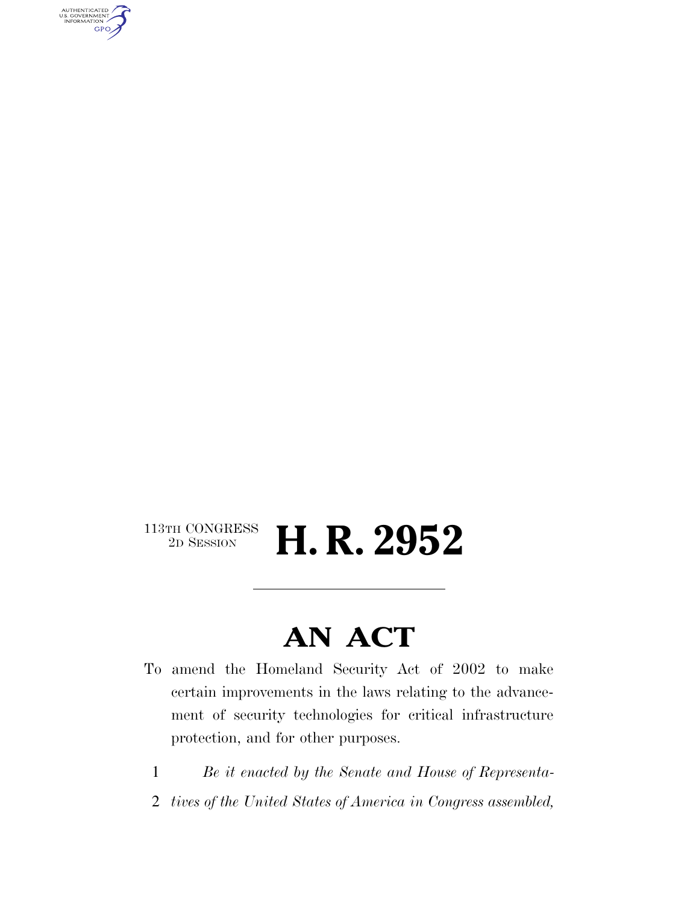113TH CONGRESS
2D SESSION

# H. R. 2952

## AN ACT

To amend the Homeland Security Act of 2002 to make certain improvements in the laws relating to the advancement of security technologies for critical infrastructure protection, and for other purposes.

1 *Be it enacted by the Senate and House of Representa-*
2 *tives of the United States of America in Congress assembled,*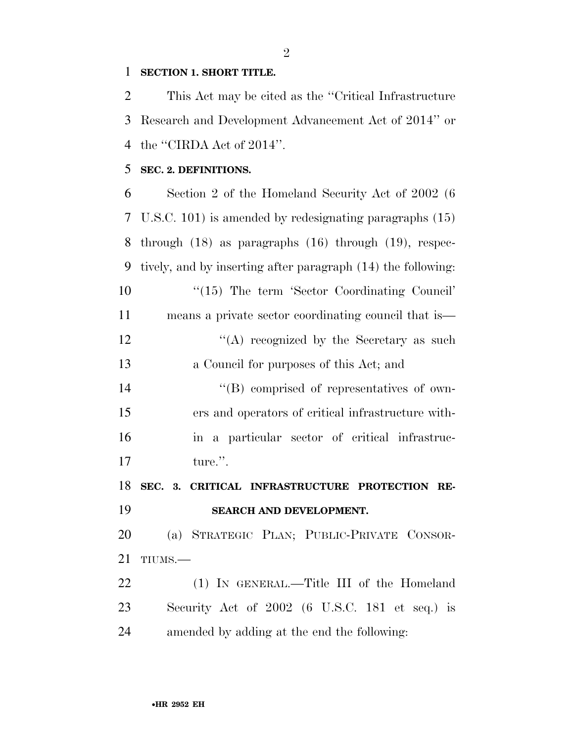**SECTION 1. SHORT TITLE.**

This Act may be cited as the ''Critical Infrastructure Research and Development Advancement Act of 2014'' or the ''CIRDA Act of 2014''.

**SEC. 2. DEFINITIONS.**

Section 2 of the Homeland Security Act of 2002 (6 U.S.C. 101) is amended by redesignating paragraphs (15) through (18) as paragraphs (16) through (19), respectively, and by inserting after paragraph (14) the following:

''(15) The term 'Sector Coordinating Council' means a private sector coordinating council that is—

''(A) recognized by the Secretary as such a Council for purposes of this Act; and

''(B) comprised of representatives of owners and operators of critical infrastructure within a particular sector of critical infrastructure.''.

**SEC. 3. CRITICAL INFRASTRUCTURE PROTECTION RESEARCH AND DEVELOPMENT.**

(a) STRATEGIC PLAN; PUBLIC-PRIVATE CONSORTIUMS.—

(1) IN GENERAL.—Title III of the Homeland Security Act of 2002 (6 U.S.C. 181 et seq.) is amended by adding at the end the following: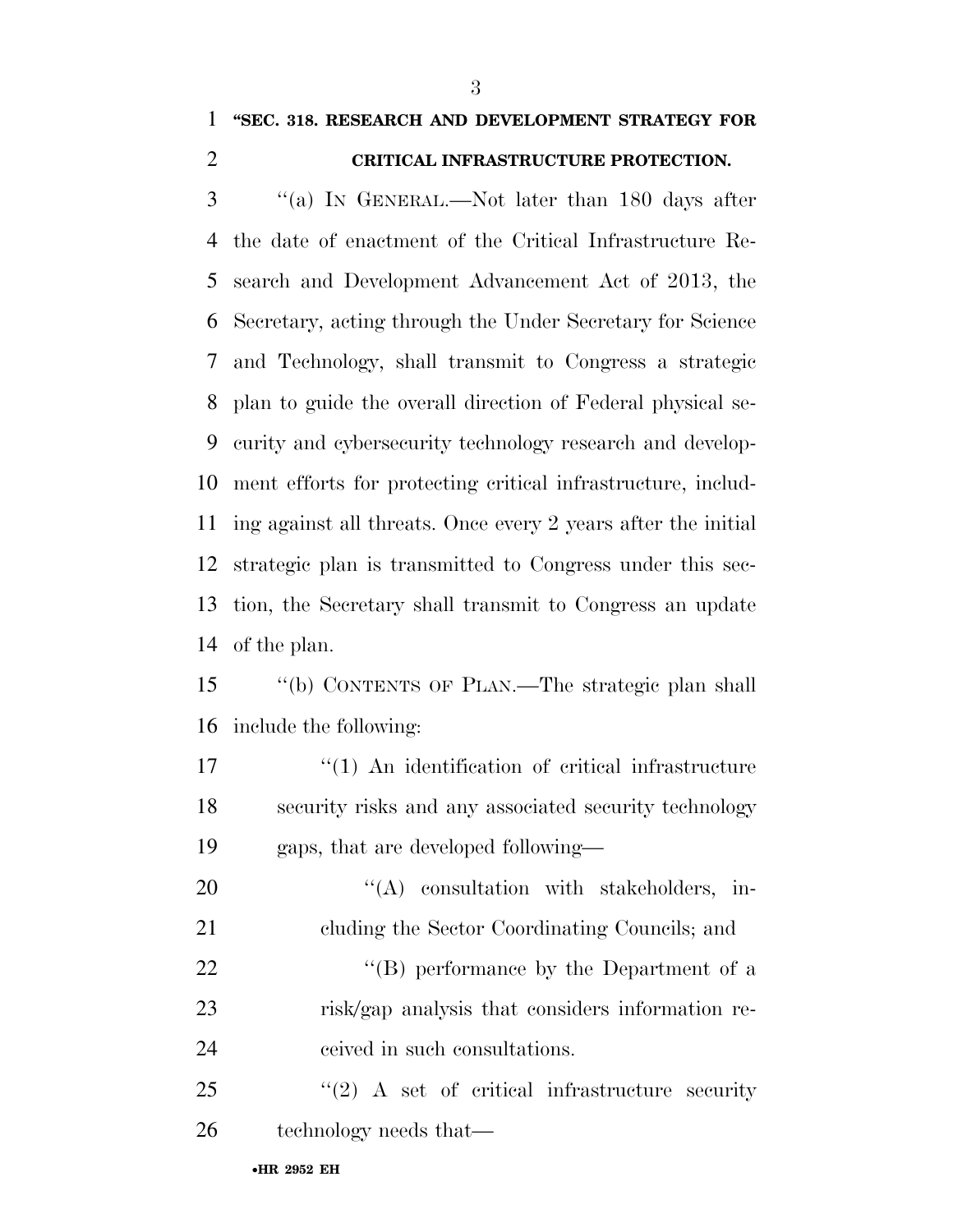**"SEC. 318. RESEARCH AND DEVELOPMENT STRATEGY FOR CRITICAL INFRASTRUCTURE PROTECTION.**

"(a) IN GENERAL.—Not later than 180 days after the date of enactment of the Critical Infrastructure Research and Development Advancement Act of 2013, the Secretary, acting through the Under Secretary for Science and Technology, shall transmit to Congress a strategic plan to guide the overall direction of Federal physical security and cybersecurity technology research and development efforts for protecting critical infrastructure, including against all threats. Once every 2 years after the initial strategic plan is transmitted to Congress under this section, the Secretary shall transmit to Congress an update of the plan.

"(b) CONTENTS OF PLAN.—The strategic plan shall include the following:

"(1) An identification of critical infrastructure security risks and any associated security technology gaps, that are developed following—

"(A) consultation with stakeholders, including the Sector Coordinating Councils; and

"(B) performance by the Department of a risk/gap analysis that considers information received in such consultations.

"(2) A set of critical infrastructure security technology needs that—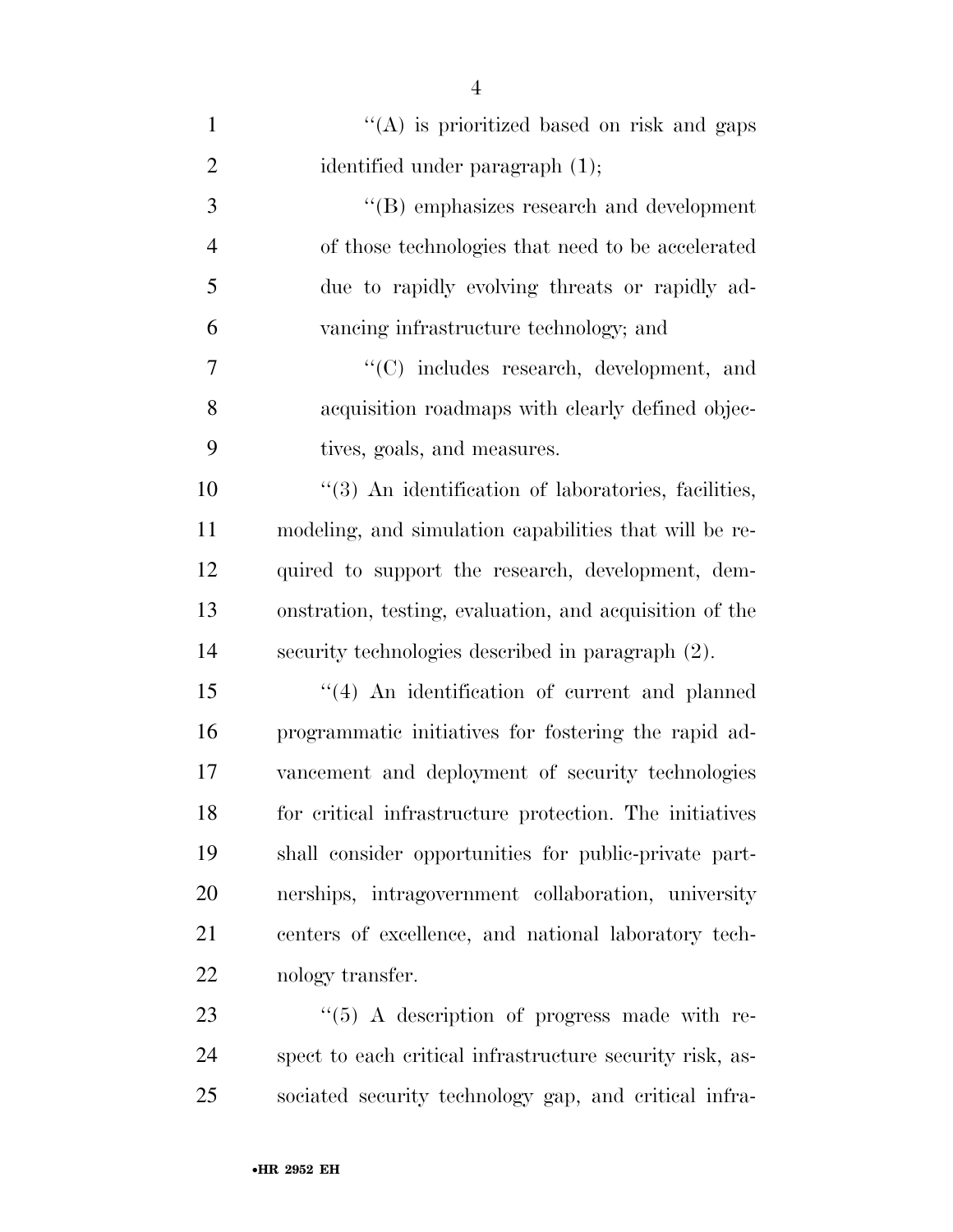"(A) is prioritized based on risk and gaps identified under paragraph (1);

"(B) emphasizes research and development of those technologies that need to be accelerated due to rapidly evolving threats or rapidly advancing infrastructure technology; and

"(C) includes research, development, and acquisition roadmaps with clearly defined objectives, goals, and measures.

"(3) An identification of laboratories, facilities, modeling, and simulation capabilities that will be required to support the research, development, demonstration, testing, evaluation, and acquisition of the security technologies described in paragraph (2).

"(4) An identification of current and planned programmatic initiatives for fostering the rapid advancement and deployment of security technologies for critical infrastructure protection. The initiatives shall consider opportunities for public-private partnerships, intragovernment collaboration, university centers of excellence, and national laboratory technology transfer.

"(5) A description of progress made with respect to each critical infrastructure security risk, associated security technology gap, and critical infra-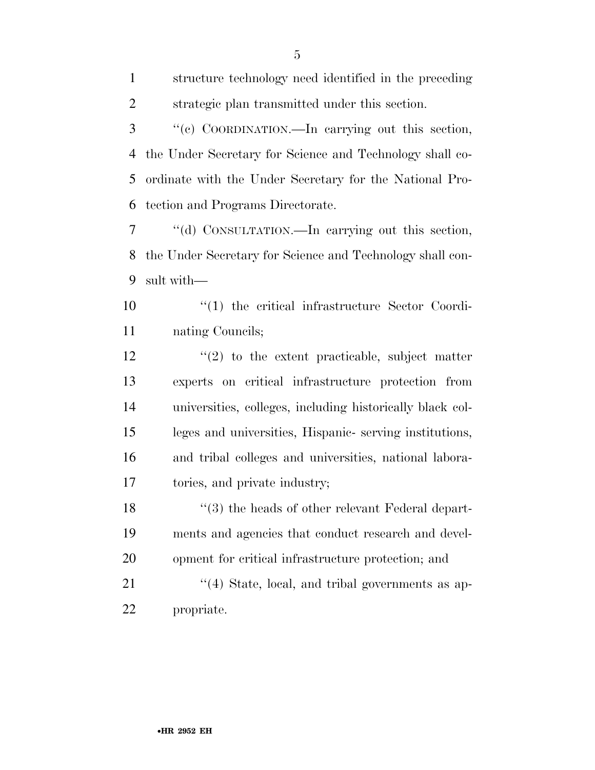structure technology need identified in the preceding strategic plan transmitted under this section.

''(c) COORDINATION.—In carrying out this section, the Under Secretary for Science and Technology shall coordinate with the Under Secretary for the National Protection and Programs Directorate.

''(d) CONSULTATION.—In carrying out this section, the Under Secretary for Science and Technology shall consult with—

''(1) the critical infrastructure Sector Coordinating Councils;

''(2) to the extent practicable, subject matter experts on critical infrastructure protection from universities, colleges, including historically black colleges and universities, Hispanic- serving institutions, and tribal colleges and universities, national laboratories, and private industry;

''(3) the heads of other relevant Federal departments and agencies that conduct research and development for critical infrastructure protection; and

''(4) State, local, and tribal governments as appropriate.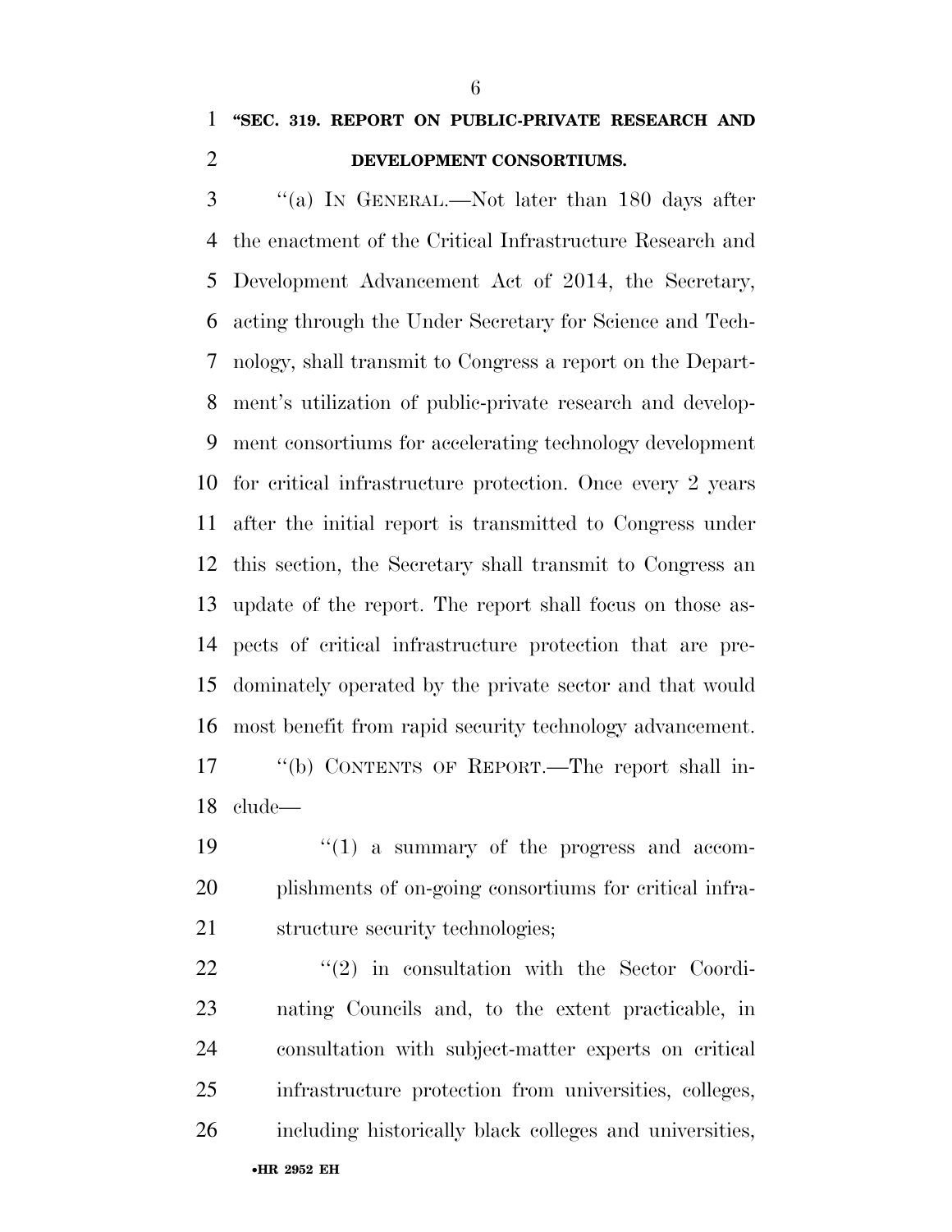**"SEC. 319. REPORT ON PUBLIC-PRIVATE RESEARCH AND DEVELOPMENT CONSORTIUMS.**

"(a) IN GENERAL.—Not later than 180 days after the enactment of the Critical Infrastructure Research and Development Advancement Act of 2014, the Secretary, acting through the Under Secretary for Science and Technology, shall transmit to Congress a report on the Department's utilization of public-private research and development consortiums for accelerating technology development for critical infrastructure protection. Once every 2 years after the initial report is transmitted to Congress under this section, the Secretary shall transmit to Congress an update of the report. The report shall focus on those aspects of critical infrastructure protection that are predominately operated by the private sector and that would most benefit from rapid security technology advancement.

"(b) CONTENTS OF REPORT.—The report shall include—

"(1) a summary of the progress and accomplishments of on-going consortiums for critical infrastructure security technologies;

"(2) in consultation with the Sector Coordinating Councils and, to the extent practicable, in consultation with subject-matter experts on critical infrastructure protection from universities, colleges, including historically black colleges and universities,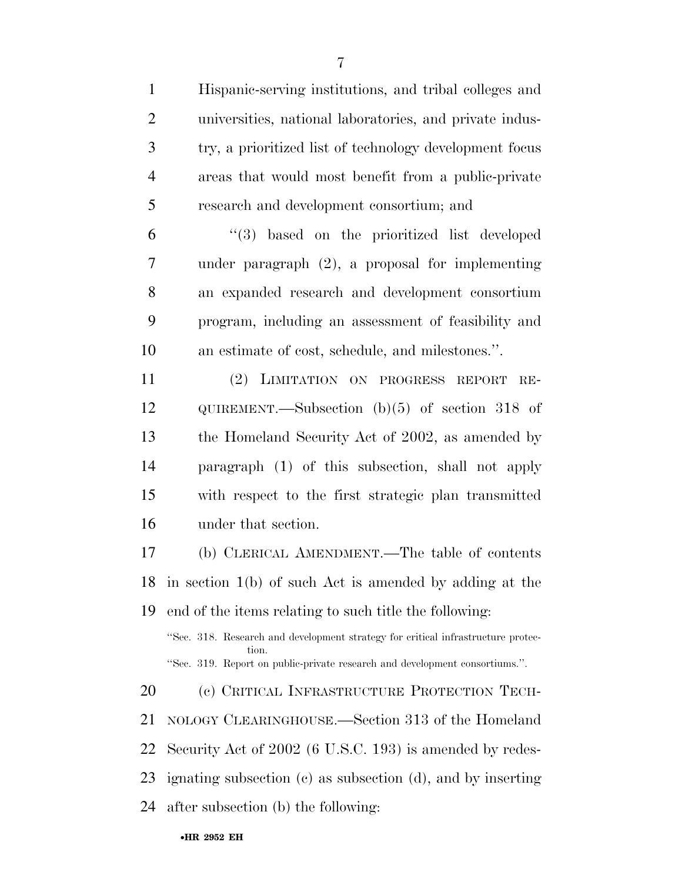Hispanic-serving institutions, and tribal colleges and universities, national laboratories, and private industry, a prioritized list of technology development focus areas that would most benefit from a public-private research and development consortium; and

"(3) based on the prioritized list developed under paragraph (2), a proposal for implementing an expanded research and development consortium program, including an assessment of feasibility and an estimate of cost, schedule, and milestones.".

(2) LIMITATION ON PROGRESS REPORT REQUIREMENT.—Subsection (b)(5) of section 318 of the Homeland Security Act of 2002, as amended by paragraph (1) of this subsection, shall not apply with respect to the first strategic plan transmitted under that section.

(b) CLERICAL AMENDMENT.—The table of contents in section 1(b) of such Act is amended by adding at the end of the items relating to such title the following:

"Sec. 318. Research and development strategy for critical infrastructure protection.

"Sec. 319. Report on public-private research and development consortiums.".

(c) CRITICAL INFRASTRUCTURE PROTECTION TECHNOLOGY CLEARINGHOUSE.—Section 313 of the Homeland Security Act of 2002 (6 U.S.C. 193) is amended by redesignating subsection (c) as subsection (d), and by inserting after subsection (b) the following: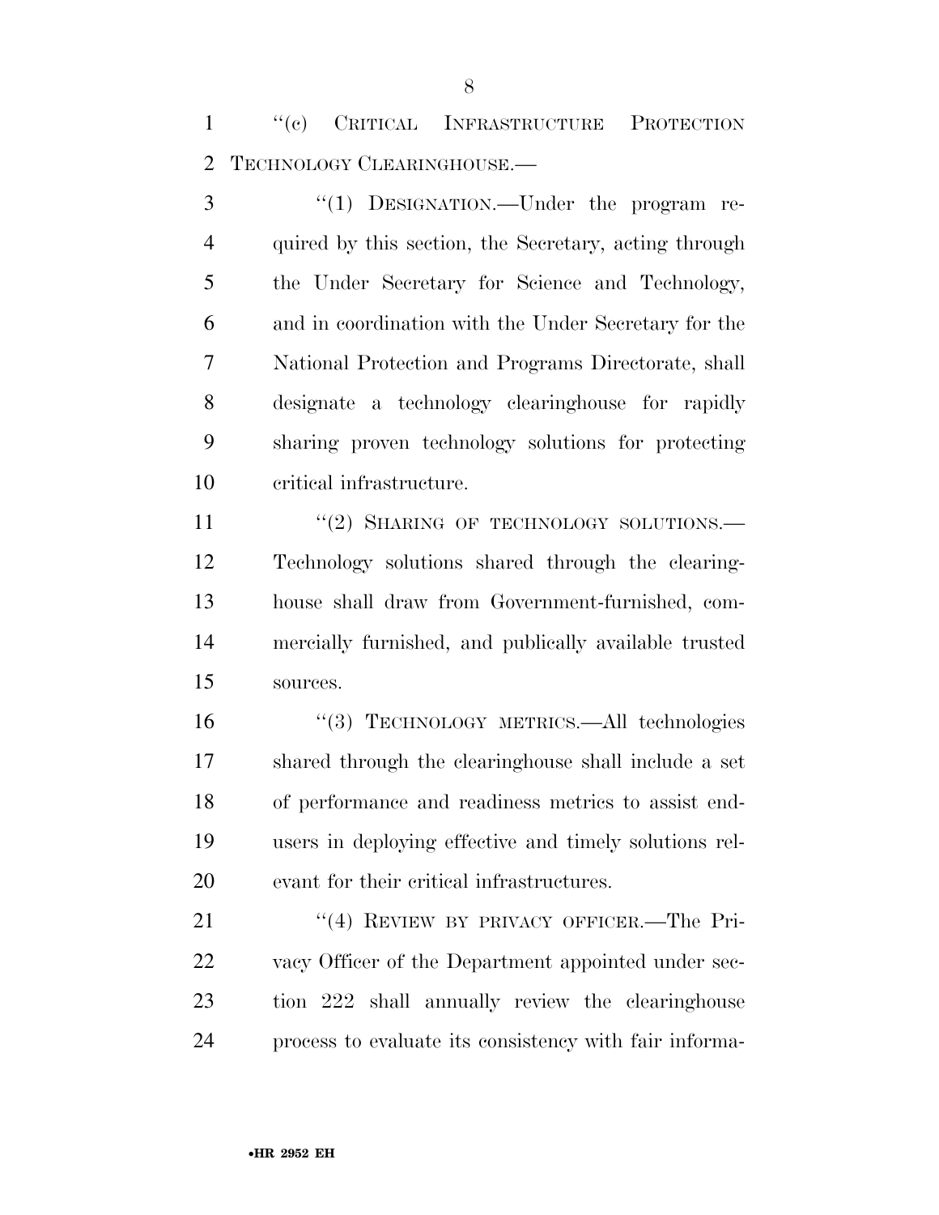"(c) CRITICAL INFRASTRUCTURE PROTECTION TECHNOLOGY CLEARINGHOUSE.—

"(1) DESIGNATION.—Under the program required by this section, the Secretary, acting through the Under Secretary for Science and Technology, and in coordination with the Under Secretary for the National Protection and Programs Directorate, shall designate a technology clearinghouse for rapidly sharing proven technology solutions for protecting critical infrastructure.

"(2) SHARING OF TECHNOLOGY SOLUTIONS.—Technology solutions shared through the clearinghouse shall draw from Government-furnished, commercially furnished, and publically available trusted sources.

"(3) TECHNOLOGY METRICS.—All technologies shared through the clearinghouse shall include a set of performance and readiness metrics to assist end-users in deploying effective and timely solutions relevant for their critical infrastructures.

"(4) REVIEW BY PRIVACY OFFICER.—The Privacy Officer of the Department appointed under section 222 shall annually review the clearinghouse process to evaluate its consistency with fair informa-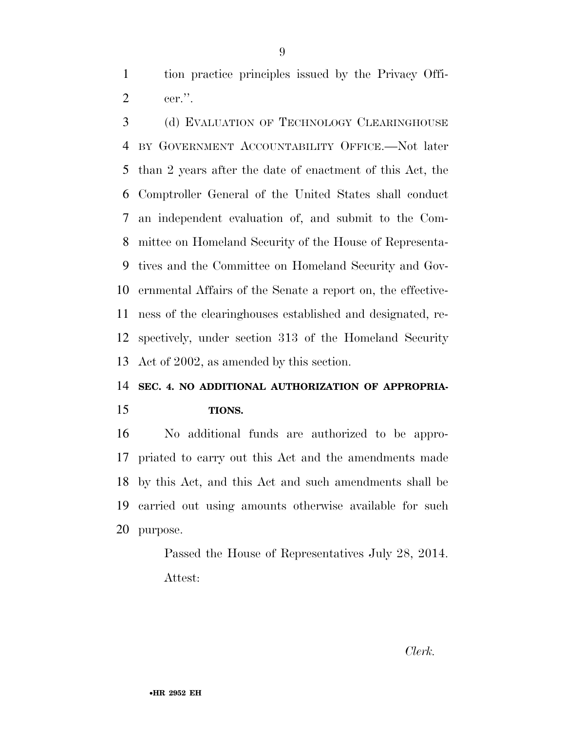tion practice principles issued by the Privacy Officer.''.

(d) EVALUATION OF TECHNOLOGY CLEARINGHOUSE BY GOVERNMENT ACCOUNTABILITY OFFICE.—Not later than 2 years after the date of enactment of this Act, the Comptroller General of the United States shall conduct an independent evaluation of, and submit to the Committee on Homeland Security of the House of Representatives and the Committee on Homeland Security and Governmental Affairs of the Senate a report on, the effectiveness of the clearinghouses established and designated, respectively, under section 313 of the Homeland Security Act of 2002, as amended by this section.

**SEC. 4. NO ADDITIONAL AUTHORIZATION OF APPROPRIATIONS.**

No additional funds are authorized to be appropriated to carry out this Act and the amendments made by this Act, and this Act and such amendments shall be carried out using amounts otherwise available for such purpose.

Passed the House of Representatives July 28, 2014.

Attest:

*Clerk.*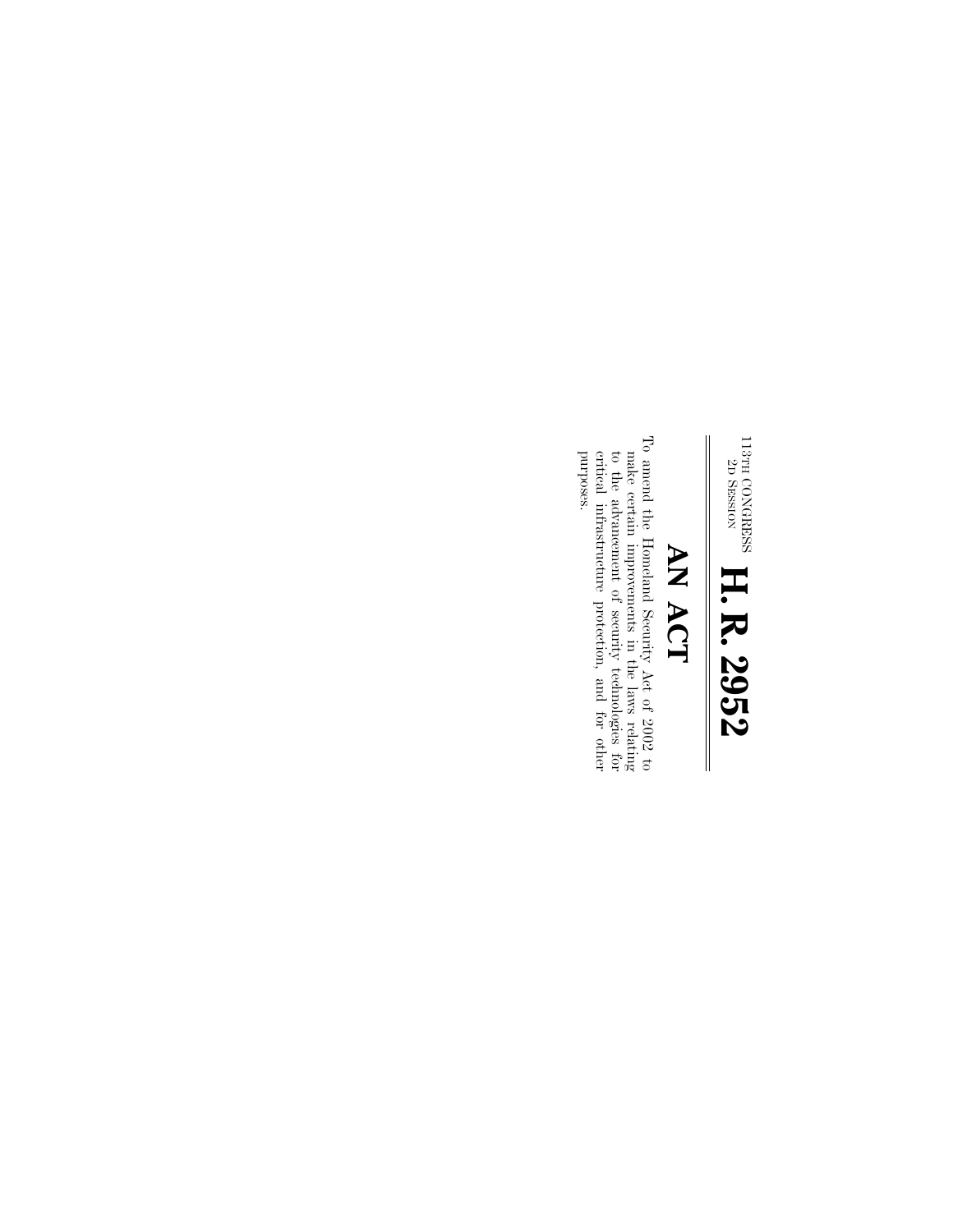113TH CONGRESS
2D SESSION

# H. R. 2952

---

# AN ACT

To amend the Homeland Security Act of 2002 to make certain improvements in the laws relating to the advancement of security technologies for critical infrastructure protection, and for other purposes.